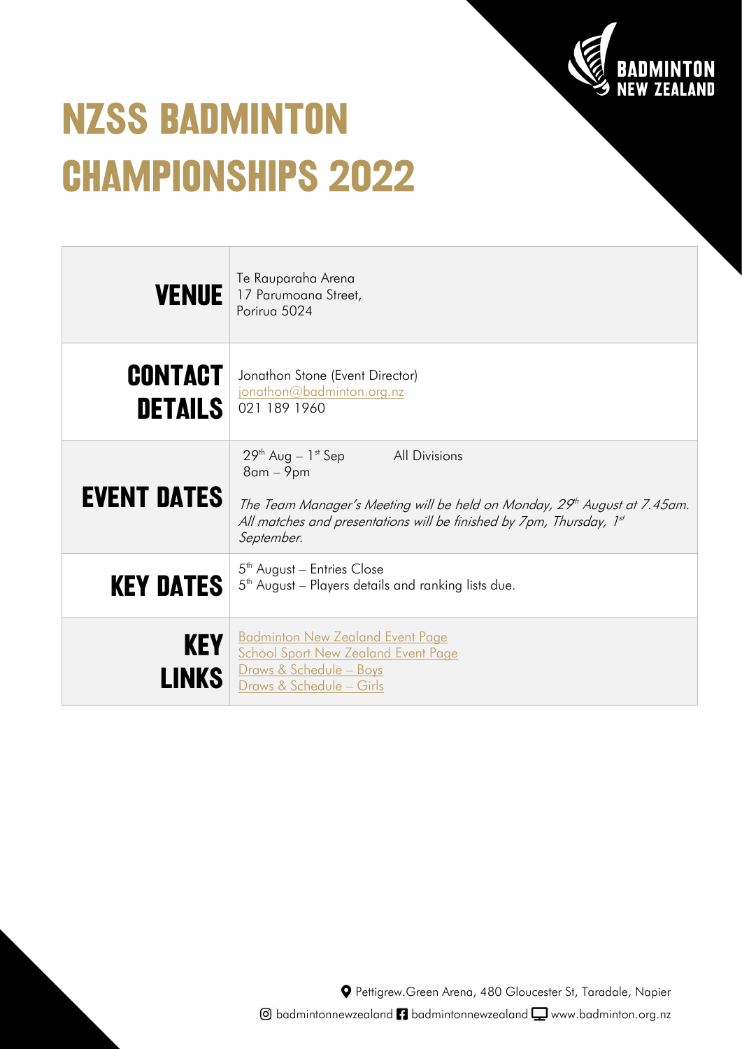# NZSS BADMINTON CHAMPIONSHIPS 2022

| | |
|---|---|
| **VENUE** | Te Rauparaha Arena<br>17 Parumoana Street,<br>Porirua 5024 |
| **CONTACT DETAILS** | Jonathon Stone (Event Director)<br>jonathon@badminton.org.nz<br>021 189 1960 |
| **EVENT DATES** | 29th Aug – 1st Sep        All Divisions<br>8am – 9pm<br><br>*The Team Manager's Meeting will be held on Monday, 29th August at 7.45am. All matches and presentations will be finished by 7pm, Thursday, 1st September.* |
| **KEY DATES** | 5th August – Entries Close<br>5th August – Players details and ranking lists due. |
| **KEY LINKS** | Badminton New Zealand Event Page<br>School Sport New Zealand Event Page<br>Draws & Schedule – Boys<br>Draws & Schedule – Girls |

Pettigrew.Green Arena, 480 Gloucester St, Taradale, Napier

badmintonnewzealand badmintonnewzealand www.badminton.org.nz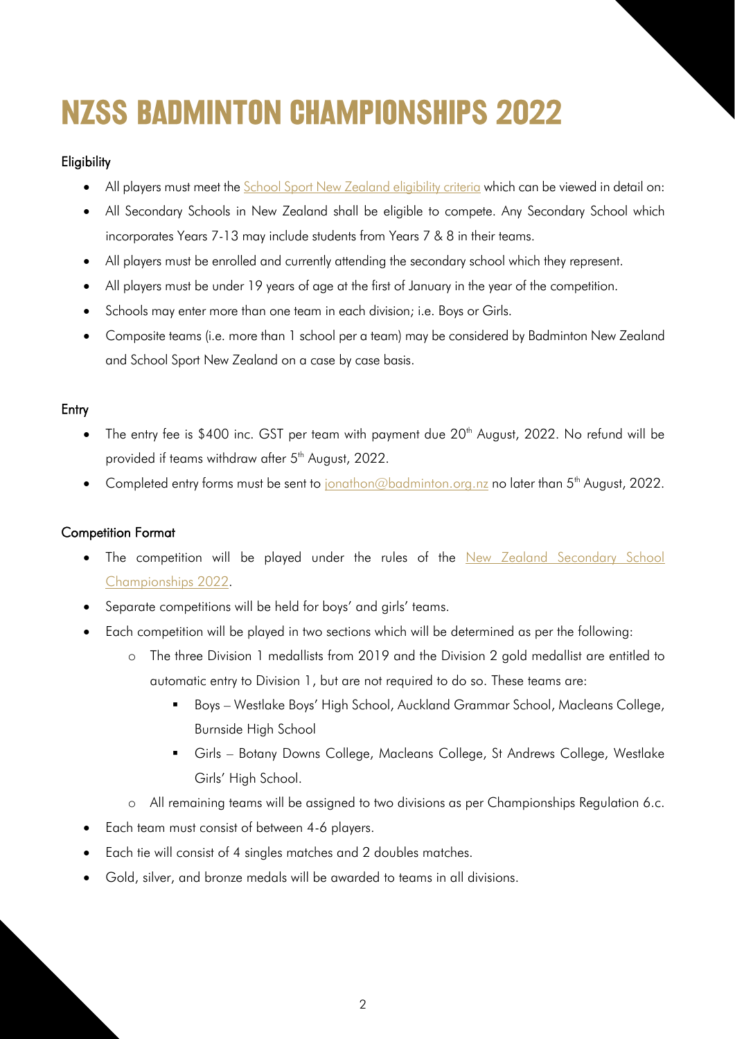# NZSS BADMINTON CHAMPIONSHIPS 2022

## Eligibility

- All players must meet the [School Sport New Zealand eligibility criteria](#) which can be viewed in detail on:
- All Secondary Schools in New Zealand shall be eligible to compete. Any Secondary School which incorporates Years 7-13 may include students from Years 7 & 8 in their teams.
- All players must be enrolled and currently attending the secondary school which they represent.
- All players must be under 19 years of age at the first of January in the year of the competition.
- Schools may enter more than one team in each division; i.e. Boys or Girls.
- Composite teams (i.e. more than 1 school per a team) may be considered by Badminton New Zealand and School Sport New Zealand on a case by case basis.

## Entry

- The entry fee is $400 inc. GST per team with payment due 20th August, 2022. No refund will be provided if teams withdraw after 5th August, 2022.
- Completed entry forms must be sent to jonathon@badminton.org.nz no later than 5th August, 2022.

## Competition Format

- The competition will be played under the rules of the [New Zealand Secondary School Championships 2022](#).
- Separate competitions will be held for boys' and girls' teams.
- Each competition will be played in two sections which will be determined as per the following:
  - The three Division 1 medallists from 2019 and the Division 2 gold medallist are entitled to automatic entry to Division 1, but are not required to do so. These teams are:
    - Boys – Westlake Boys' High School, Auckland Grammar School, Macleans College, Burnside High School
    - Girls – Botany Downs College, Macleans College, St Andrews College, Westlake Girls' High School.
  - All remaining teams will be assigned to two divisions as per Championships Regulation 6.c.
- Each team must consist of between 4-6 players.
- Each tie will consist of 4 singles matches and 2 doubles matches.
- Gold, silver, and bronze medals will be awarded to teams in all divisions.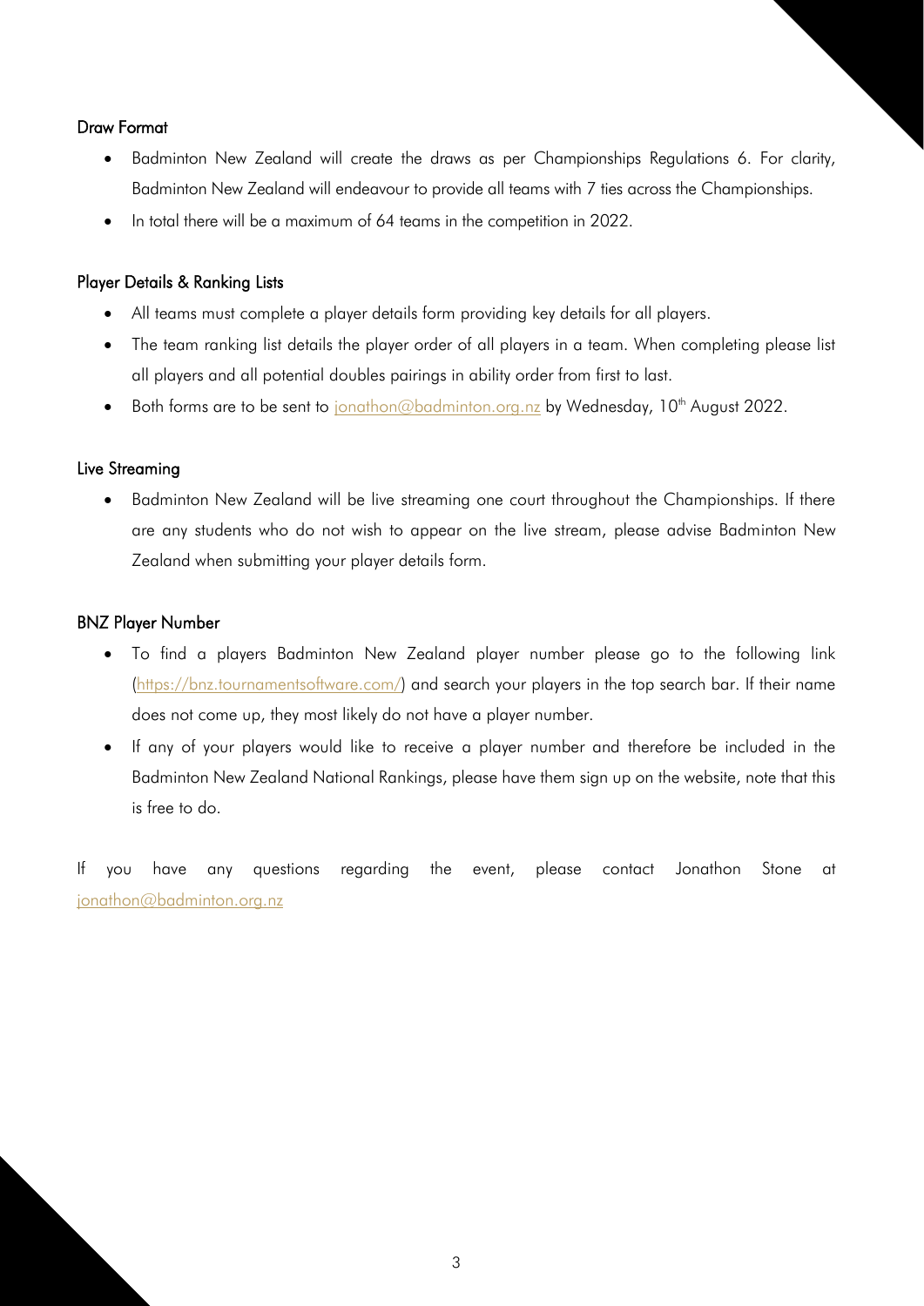### Draw Format

- Badminton New Zealand will create the draws as per Championships Regulations 6. For clarity, Badminton New Zealand will endeavour to provide all teams with 7 ties across the Championships.
- In total there will be a maximum of 64 teams in the competition in 2022.

### Player Details & Ranking Lists

- All teams must complete a player details form providing key details for all players.
- The team ranking list details the player order of all players in a team. When completing please list all players and all potential doubles pairings in ability order from first to last.
- Both forms are to be sent to [jonathon@badminton.org.nz](mailto:jonathon@badminton.org.nz) by Wednesday, 10th August 2022.

### Live Streaming

- Badminton New Zealand will be live streaming one court throughout the Championships. If there are any students who do not wish to appear on the live stream, please advise Badminton New Zealand when submitting your player details form.

### BNZ Player Number

- To find a players Badminton New Zealand player number please go to the following link ([https://bnz.tournamentsoftware.com/](https://bnz.tournamentsoftware.com/)) and search your players in the top search bar. If their name does not come up, they most likely do not have a player number.
- If any of your players would like to receive a player number and therefore be included in the Badminton New Zealand National Rankings, please have them sign up on the website, note that this is free to do.

If you have any questions regarding the event, please contact Jonathon Stone at [jonathon@badminton.org.nz](mailto:jonathon@badminton.org.nz)